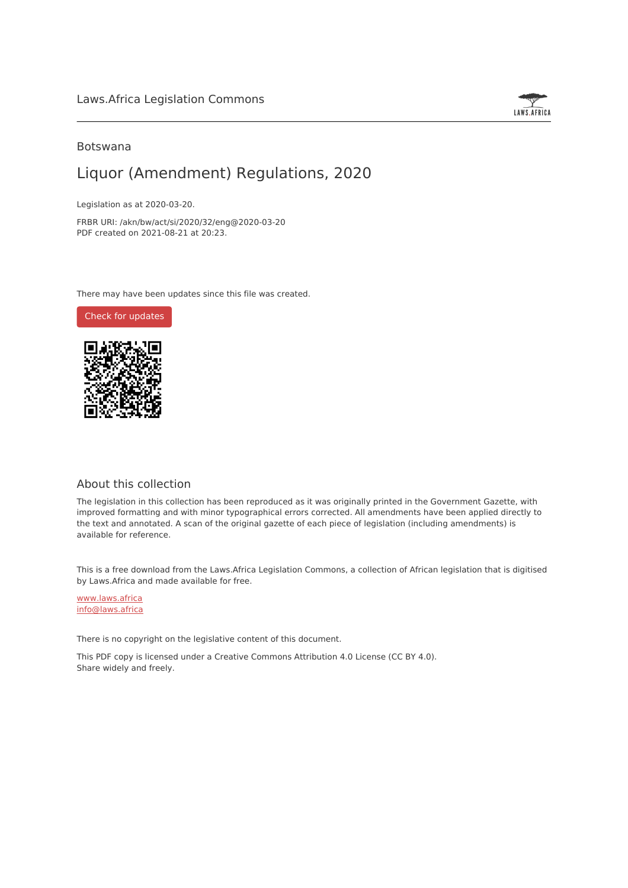Laws.Africa Legislation Commons

Botswana

# Liquor (Amendment) Regulations, 2020

Legislation as at 2020-03-20.

FRBR URI: /akn/bw/act/si/2020/32/eng@2020-03-20
PDF created on 2021-08-21 at 20:23.

There may have been updates since this file was created.

Check for updates

## About this collection

The legislation in this collection has been reproduced as it was originally printed in the Government Gazette, with improved formatting and with minor typographical errors corrected. All amendments have been applied directly to the text and annotated. A scan of the original gazette of each piece of legislation (including amendments) is available for reference.

This is a free download from the Laws.Africa Legislation Commons, a collection of African legislation that is digitised by Laws.Africa and made available for free.

www.laws.africa
info@laws.africa

There is no copyright on the legislative content of this document.

This PDF copy is licensed under a Creative Commons Attribution 4.0 License (CC BY 4.0).
Share widely and freely.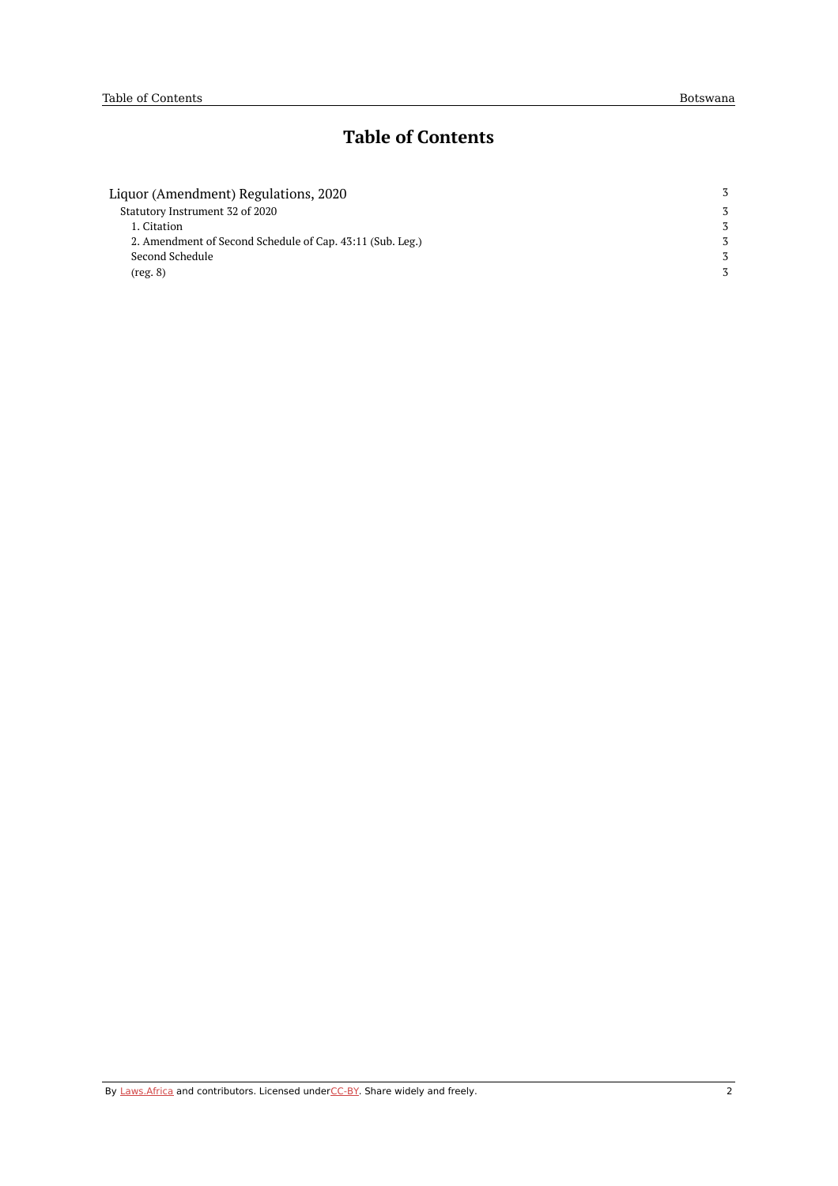# Table of Contents

| | |
|---|---|
| Liquor (Amendment) Regulations, 2020 | 3 |
| Statutory Instrument 32 of 2020 | 3 |
| 1. Citation | 3 |
| 2. Amendment of Second Schedule of Cap. 43:11 (Sub. Leg.) | 3 |
| Second Schedule | 3 |
| (reg. 8) | 3 |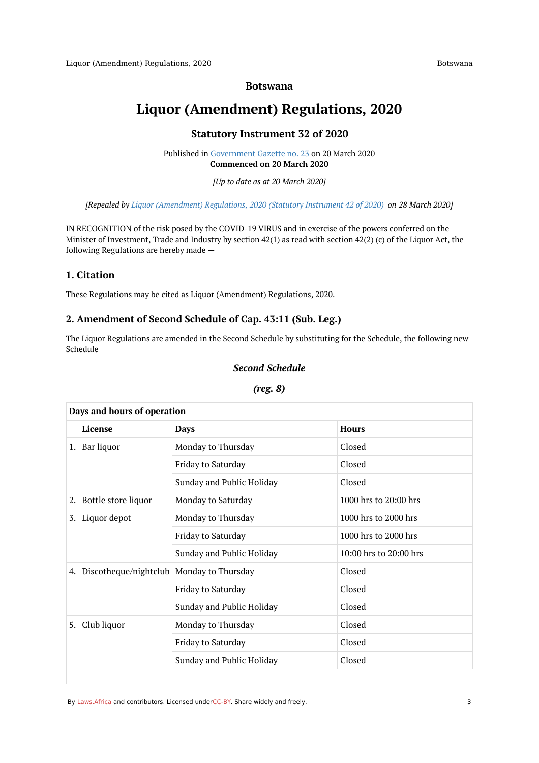# Botswana

# Liquor (Amendment) Regulations, 2020

## Statutory Instrument 32 of 2020

Published in Government Gazette no. 23 on 20 March 2020
**Commenced on 20 March 2020**

*[Up to date as at 20 March 2020]*

*[Repealed by Liquor (Amendment) Regulations, 2020 (Statutory Instrument 42 of 2020) on 28 March 2020]*

IN RECOGNITION of the risk posed by the COVID-19 VIRUS and in exercise of the powers conferred on the Minister of Investment, Trade and Industry by section 42(1) as read with section 42(2) (c) of the Liquor Act, the following Regulations are hereby made —

### 1. Citation

These Regulations may be cited as Liquor (Amendment) Regulations, 2020.

### 2. Amendment of Second Schedule of Cap. 43:11 (Sub. Leg.)

The Liquor Regulations are amended in the Second Schedule by substituting for the Schedule, the following new Schedule –

***Second Schedule***

***(reg. 8)***

| Days and hours of operation | | | |
|---|---|---|---|
| | **License** | **Days** | **Hours** |
| 1. | Bar liquor | Monday to Thursday | Closed |
| | | Friday to Saturday | Closed |
| | | Sunday and Public Holiday | Closed |
| 2. | Bottle store liquor | Monday to Saturday | 1000 hrs to 20:00 hrs |
| 3. | Liquor depot | Monday to Thursday | 1000 hrs to 2000 hrs |
| | | Friday to Saturday | 1000 hrs to 2000 hrs |
| | | Sunday and Public Holiday | 10:00 hrs to 20:00 hrs |
| 4. | Discotheque/nightclub | Monday to Thursday | Closed |
| | | Friday to Saturday | Closed |
| | | Sunday and Public Holiday | Closed |
| 5. | Club liquor | Monday to Thursday | Closed |
| | | Friday to Saturday | Closed |
| | | Sunday and Public Holiday | Closed |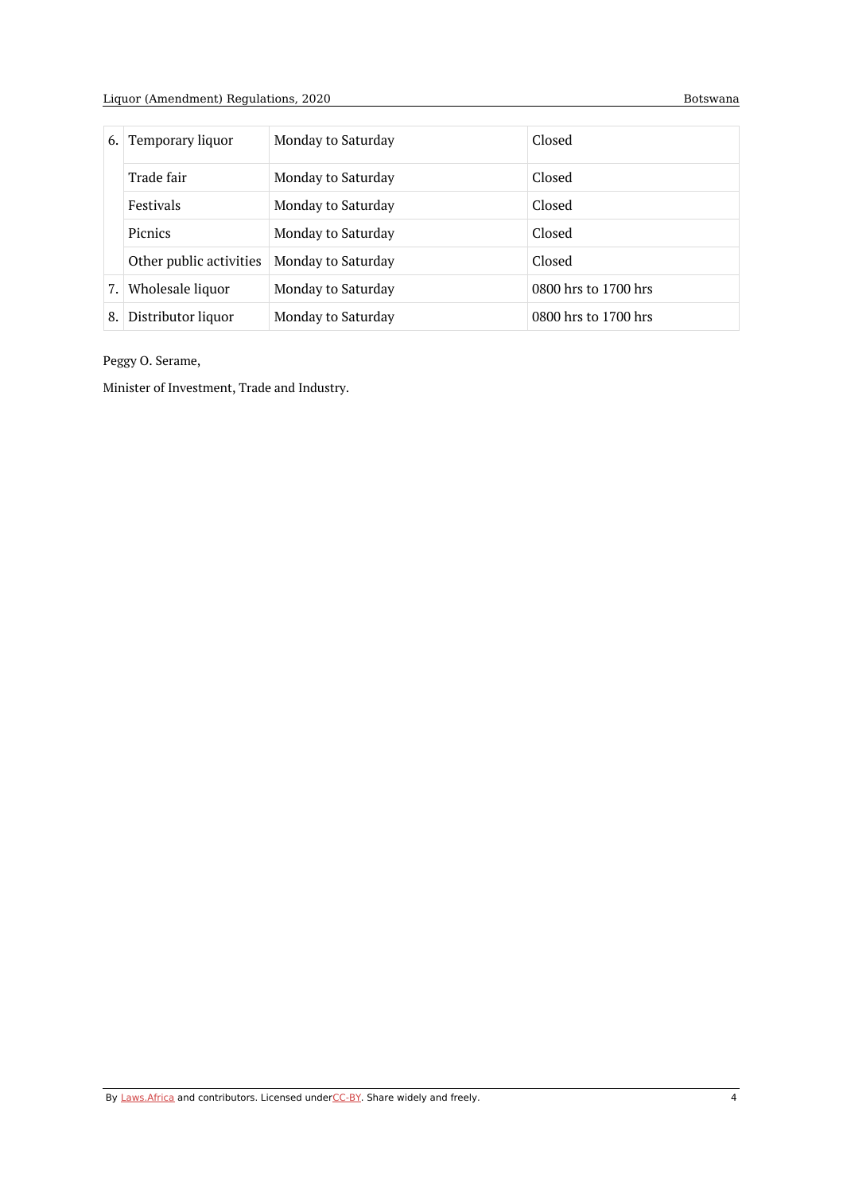| | | | |
|---|---|---|---|
| 6. | Temporary liquor | Monday to Saturday | Closed |
| | Trade fair | Monday to Saturday | Closed |
| | Festivals | Monday to Saturday | Closed |
| | Picnics | Monday to Saturday | Closed |
| | Other public activities | Monday to Saturday | Closed |
| 7. | Wholesale liquor | Monday to Saturday | 0800 hrs to 1700 hrs |
| 8. | Distributor liquor | Monday to Saturday | 0800 hrs to 1700 hrs |

Peggy O. Serame,

Minister of Investment, Trade and Industry.